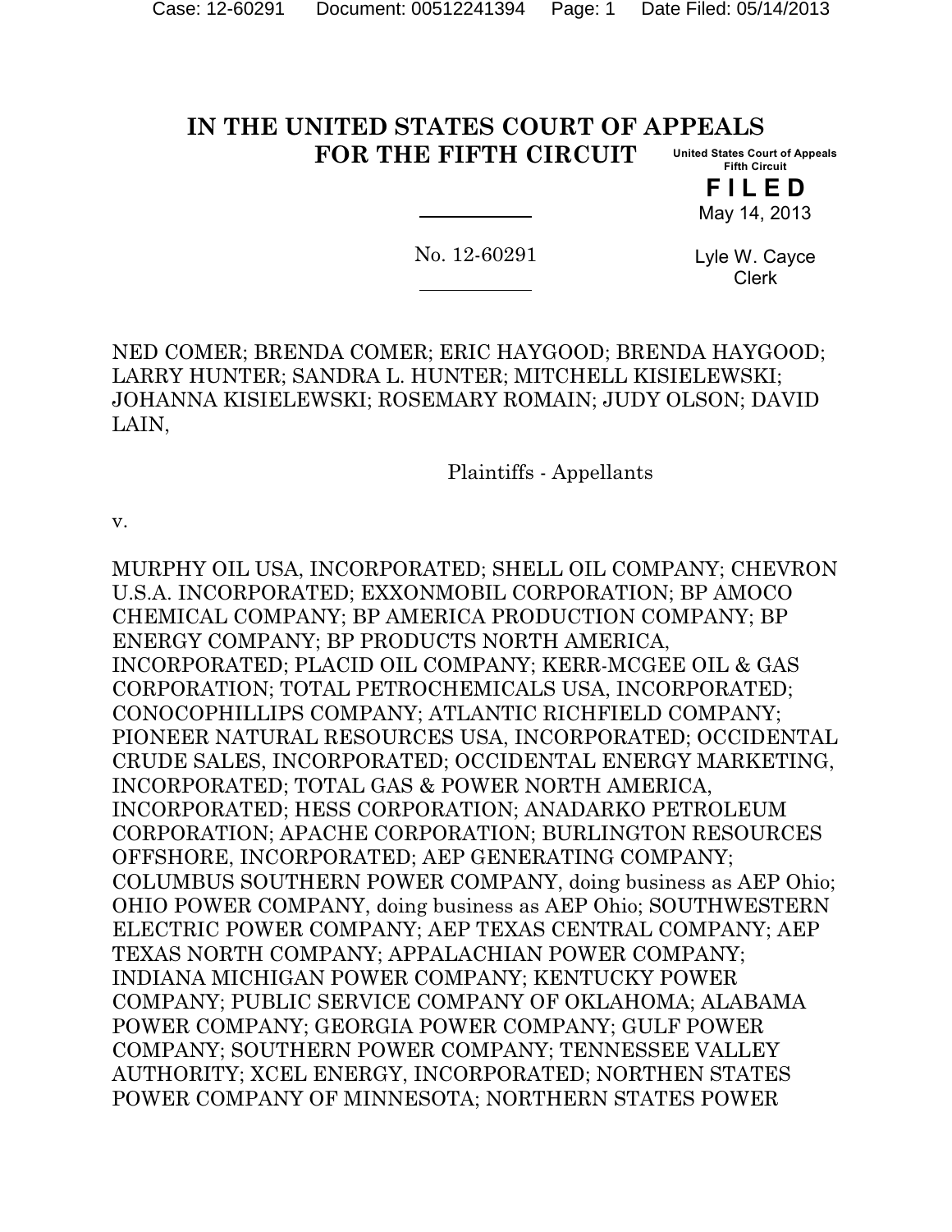# IN THE UNITED STATES COURT OF APPEALS FOR THE FIFTH CIRCUIT

United States Court of Appeals
Fifth Circuit

**FILED**

May 14, 2013

Lyle W. Cayce
Clerk

---

No. 12-60291

---

NED COMER; BRENDA COMER; ERIC HAYGOOD; BRENDA HAYGOOD; LARRY HUNTER; SANDRA L. HUNTER; MITCHELL KISIELEWSKI; JOHANNA KISIELEWSKI; ROSEMARY ROMAIN; JUDY OLSON; DAVID LAIN,

Plaintiffs - Appellants

v.

MURPHY OIL USA, INCORPORATED; SHELL OIL COMPANY; CHEVRON U.S.A. INCORPORATED; EXXONMOBIL CORPORATION; BP AMOCO CHEMICAL COMPANY; BP AMERICA PRODUCTION COMPANY; BP ENERGY COMPANY; BP PRODUCTS NORTH AMERICA, INCORPORATED; PLACID OIL COMPANY; KERR-MCGEE OIL & GAS CORPORATION; TOTAL PETROCHEMICALS USA, INCORPORATED; CONOCOPHILLIPS COMPANY; ATLANTIC RICHFIELD COMPANY; PIONEER NATURAL RESOURCES USA, INCORPORATED; OCCIDENTAL CRUDE SALES, INCORPORATED; OCCIDENTAL ENERGY MARKETING, INCORPORATED; TOTAL GAS & POWER NORTH AMERICA, INCORPORATED; HESS CORPORATION; ANADARKO PETROLEUM CORPORATION; APACHE CORPORATION; BURLINGTON RESOURCES OFFSHORE, INCORPORATED; AEP GENERATING COMPANY; COLUMBUS SOUTHERN POWER COMPANY, doing business as AEP Ohio; OHIO POWER COMPANY, doing business as AEP Ohio; SOUTHWESTERN ELECTRIC POWER COMPANY; AEP TEXAS CENTRAL COMPANY; AEP TEXAS NORTH COMPANY; APPALACHIAN POWER COMPANY; INDIANA MICHIGAN POWER COMPANY; KENTUCKY POWER COMPANY; PUBLIC SERVICE COMPANY OF OKLAHOMA; ALABAMA POWER COMPANY; GEORGIA POWER COMPANY; GULF POWER COMPANY; SOUTHERN POWER COMPANY; TENNESSEE VALLEY AUTHORITY; XCEL ENERGY, INCORPORATED; NORTHEN STATES POWER COMPANY OF MINNESOTA; NORTHERN STATES POWER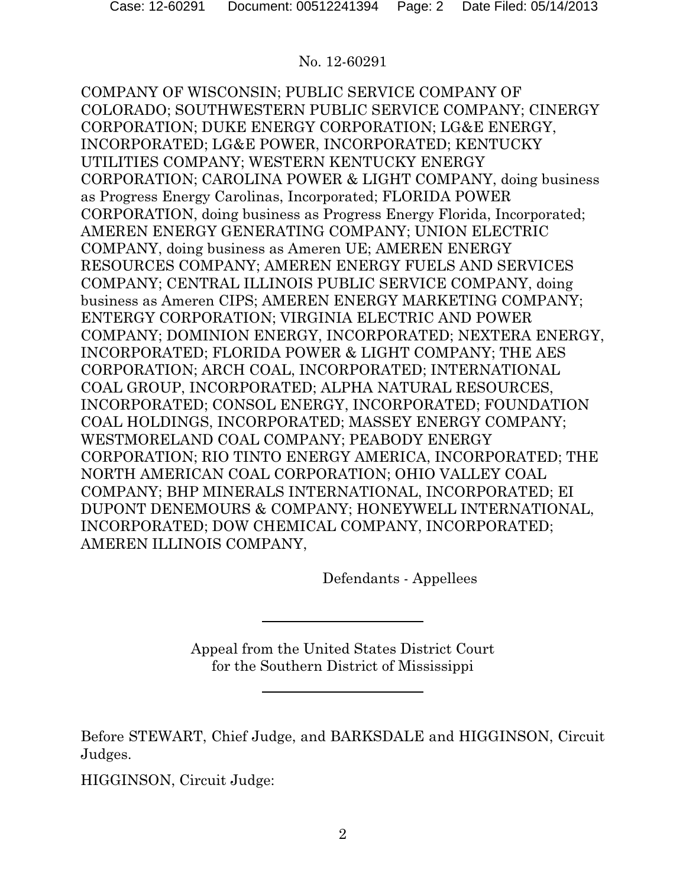No. 12-60291

COMPANY OF WISCONSIN; PUBLIC SERVICE COMPANY OF COLORADO; SOUTHWESTERN PUBLIC SERVICE COMPANY; CINERGY CORPORATION; DUKE ENERGY CORPORATION; LG&E ENERGY, INCORPORATED; LG&E POWER, INCORPORATED; KENTUCKY UTILITIES COMPANY; WESTERN KENTUCKY ENERGY CORPORATION; CAROLINA POWER & LIGHT COMPANY, doing business as Progress Energy Carolinas, Incorporated; FLORIDA POWER CORPORATION, doing business as Progress Energy Florida, Incorporated; AMEREN ENERGY GENERATING COMPANY; UNION ELECTRIC COMPANY, doing business as Ameren UE; AMEREN ENERGY RESOURCES COMPANY; AMEREN ENERGY FUELS AND SERVICES COMPANY; CENTRAL ILLINOIS PUBLIC SERVICE COMPANY, doing business as Ameren CIPS; AMEREN ENERGY MARKETING COMPANY; ENTERGY CORPORATION; VIRGINIA ELECTRIC AND POWER COMPANY; DOMINION ENERGY, INCORPORATED; NEXTERA ENERGY, INCORPORATED; FLORIDA POWER & LIGHT COMPANY; THE AES CORPORATION; ARCH COAL, INCORPORATED; INTERNATIONAL COAL GROUP, INCORPORATED; ALPHA NATURAL RESOURCES, INCORPORATED; CONSOL ENERGY, INCORPORATED; FOUNDATION COAL HOLDINGS, INCORPORATED; MASSEY ENERGY COMPANY; WESTMORELAND COAL COMPANY; PEABODY ENERGY CORPORATION; RIO TINTO ENERGY AMERICA, INCORPORATED; THE NORTH AMERICAN COAL CORPORATION; OHIO VALLEY COAL COMPANY; BHP MINERALS INTERNATIONAL, INCORPORATED; EI DUPONT DENEMOURS & COMPANY; HONEYWELL INTERNATIONAL, INCORPORATED; DOW CHEMICAL COMPANY, INCORPORATED; AMEREN ILLINOIS COMPANY,

Defendants - Appellees

---

Appeal from the United States District Court
for the Southern District of Mississippi

---

Before STEWART, Chief Judge, and BARKSDALE and HIGGINSON, Circuit Judges.

HIGGINSON, Circuit Judge: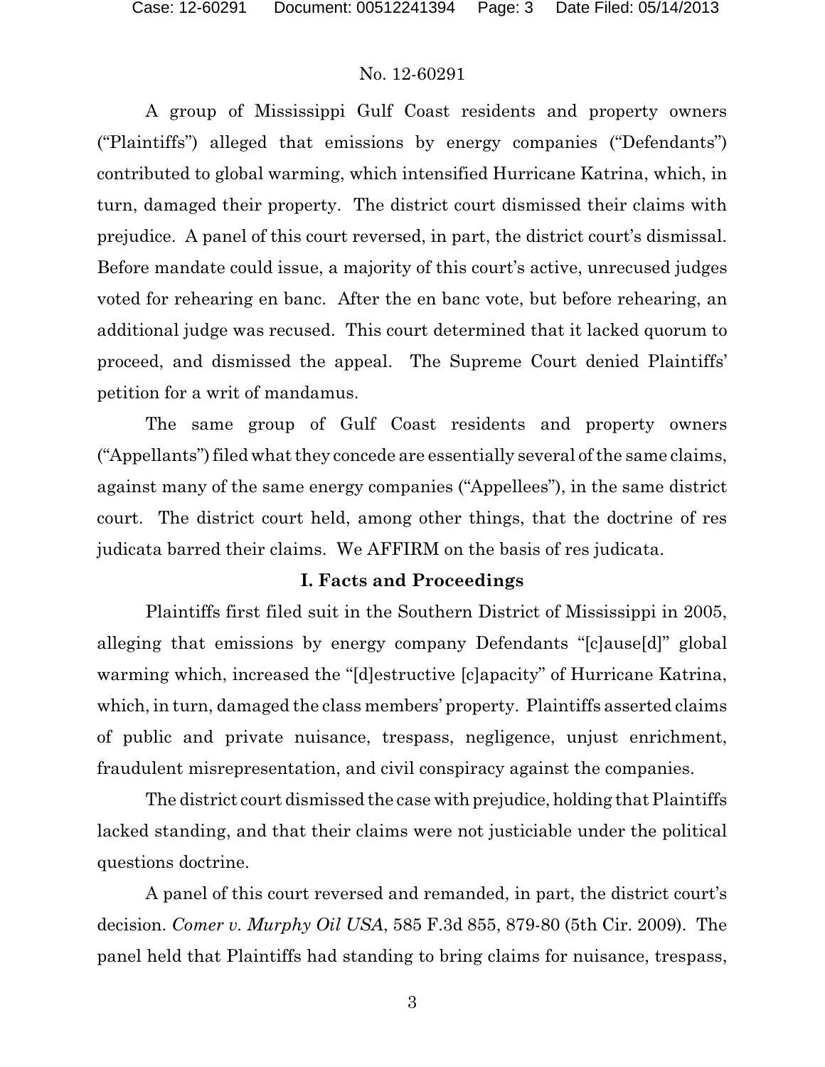A group of Mississippi Gulf Coast residents and property owners ("Plaintiffs") alleged that emissions by energy companies ("Defendants") contributed to global warming, which intensified Hurricane Katrina, which, in turn, damaged their property. The district court dismissed their claims with prejudice. A panel of this court reversed, in part, the district court's dismissal. Before mandate could issue, a majority of this court's active, unrecused judges voted for rehearing en banc. After the en banc vote, but before rehearing, an additional judge was recused. This court determined that it lacked quorum to proceed, and dismissed the appeal. The Supreme Court denied Plaintiffs' petition for a writ of mandamus.

The same group of Gulf Coast residents and property owners ("Appellants") filed what they concede are essentially several of the same claims, against many of the same energy companies ("Appellees"), in the same district court. The district court held, among other things, that the doctrine of res judicata barred their claims. We AFFIRM on the basis of res judicata.

## I. Facts and Proceedings

Plaintiffs first filed suit in the Southern District of Mississippi in 2005, alleging that emissions by energy company Defendants "[c]ause[d]" global warming which, increased the "[d]estructive [c]apacity" of Hurricane Katrina, which, in turn, damaged the class members' property. Plaintiffs asserted claims of public and private nuisance, trespass, negligence, unjust enrichment, fraudulent misrepresentation, and civil conspiracy against the companies.

The district court dismissed the case with prejudice, holding that Plaintiffs lacked standing, and that their claims were not justiciable under the political questions doctrine.

A panel of this court reversed and remanded, in part, the district court's decision. *Comer v. Murphy Oil USA*, 585 F.3d 855, 879-80 (5th Cir. 2009). The panel held that Plaintiffs had standing to bring claims for nuisance, trespass,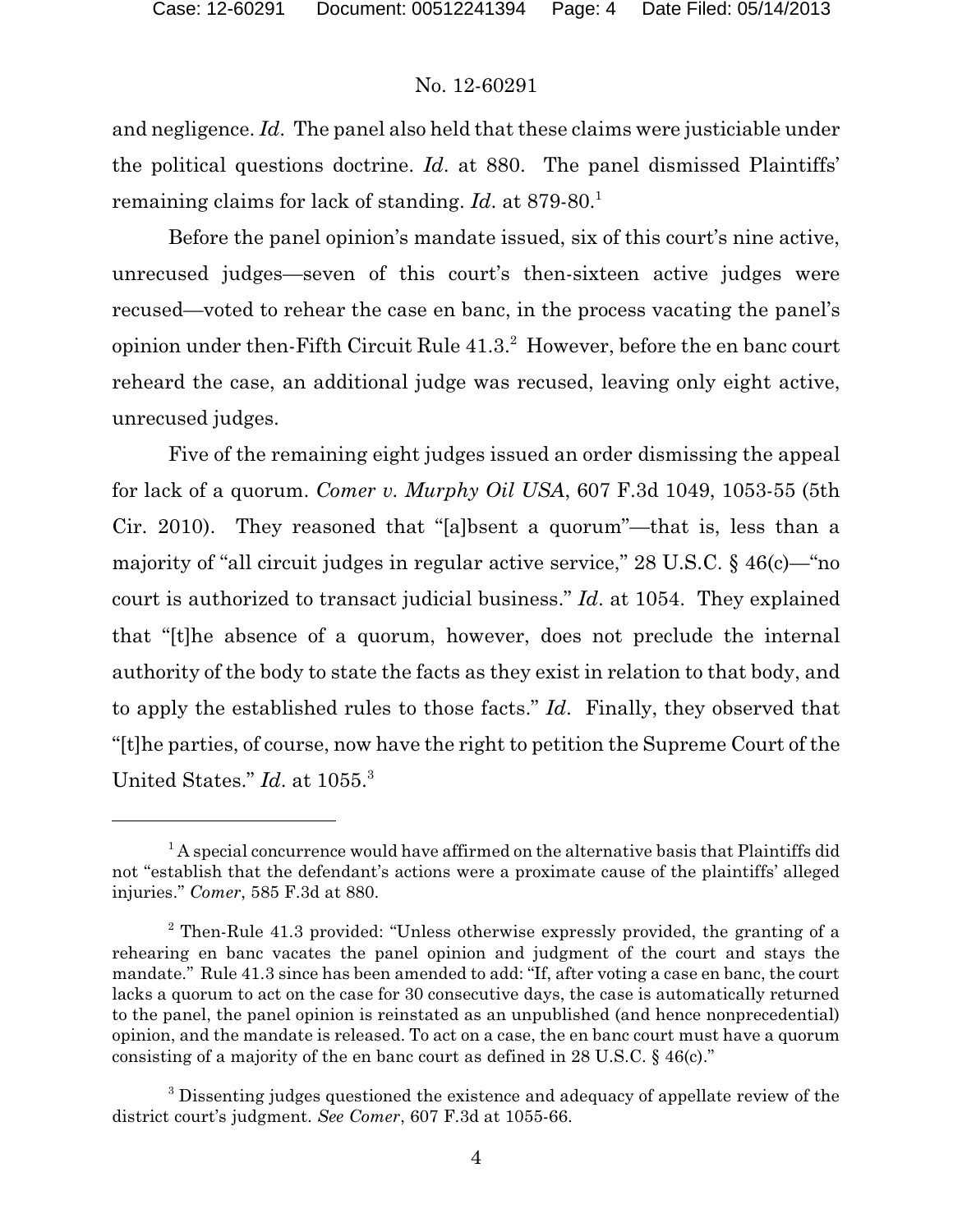and negligence. *Id*. The panel also held that these claims were justiciable under the political questions doctrine. *Id*. at 880. The panel dismissed Plaintiffs' remaining claims for lack of standing. *Id*. at 879-80.[1]

Before the panel opinion's mandate issued, six of this court's nine active, unrecused judges—seven of this court's then-sixteen active judges were recused—voted to rehear the case en banc, in the process vacating the panel's opinion under then-Fifth Circuit Rule 41.3.[2] However, before the en banc court reheard the case, an additional judge was recused, leaving only eight active, unrecused judges.

Five of the remaining eight judges issued an order dismissing the appeal for lack of a quorum. *Comer v. Murphy Oil USA*, 607 F.3d 1049, 1053-55 (5th Cir. 2010). They reasoned that "[a]bsent a quorum"—that is, less than a majority of "all circuit judges in regular active service," 28 U.S.C. § 46(c)—"no court is authorized to transact judicial business." *Id*. at 1054. They explained that "[t]he absence of a quorum, however, does not preclude the internal authority of the body to state the facts as they exist in relation to that body, and to apply the established rules to those facts." *Id*. Finally, they observed that "[t]he parties, of course, now have the right to petition the Supreme Court of the United States." *Id*. at 1055.[3]

---

[1] A special concurrence would have affirmed on the alternative basis that Plaintiffs did not "establish that the defendant's actions were a proximate cause of the plaintiffs' alleged injuries." *Comer*, 585 F.3d at 880.

[2] Then-Rule 41.3 provided: "Unless otherwise expressly provided, the granting of a rehearing en banc vacates the panel opinion and judgment of the court and stays the mandate." Rule 41.3 since has been amended to add: "If, after voting a case en banc, the court lacks a quorum to act on the case for 30 consecutive days, the case is automatically returned to the panel, the panel opinion is reinstated as an unpublished (and hence nonprecedential) opinion, and the mandate is released. To act on a case, the en banc court must have a quorum consisting of a majority of the en banc court as defined in 28 U.S.C. § 46(c)."

[3] Dissenting judges questioned the existence and adequacy of appellate review of the district court's judgment. *See Comer*, 607 F.3d at 1055-66.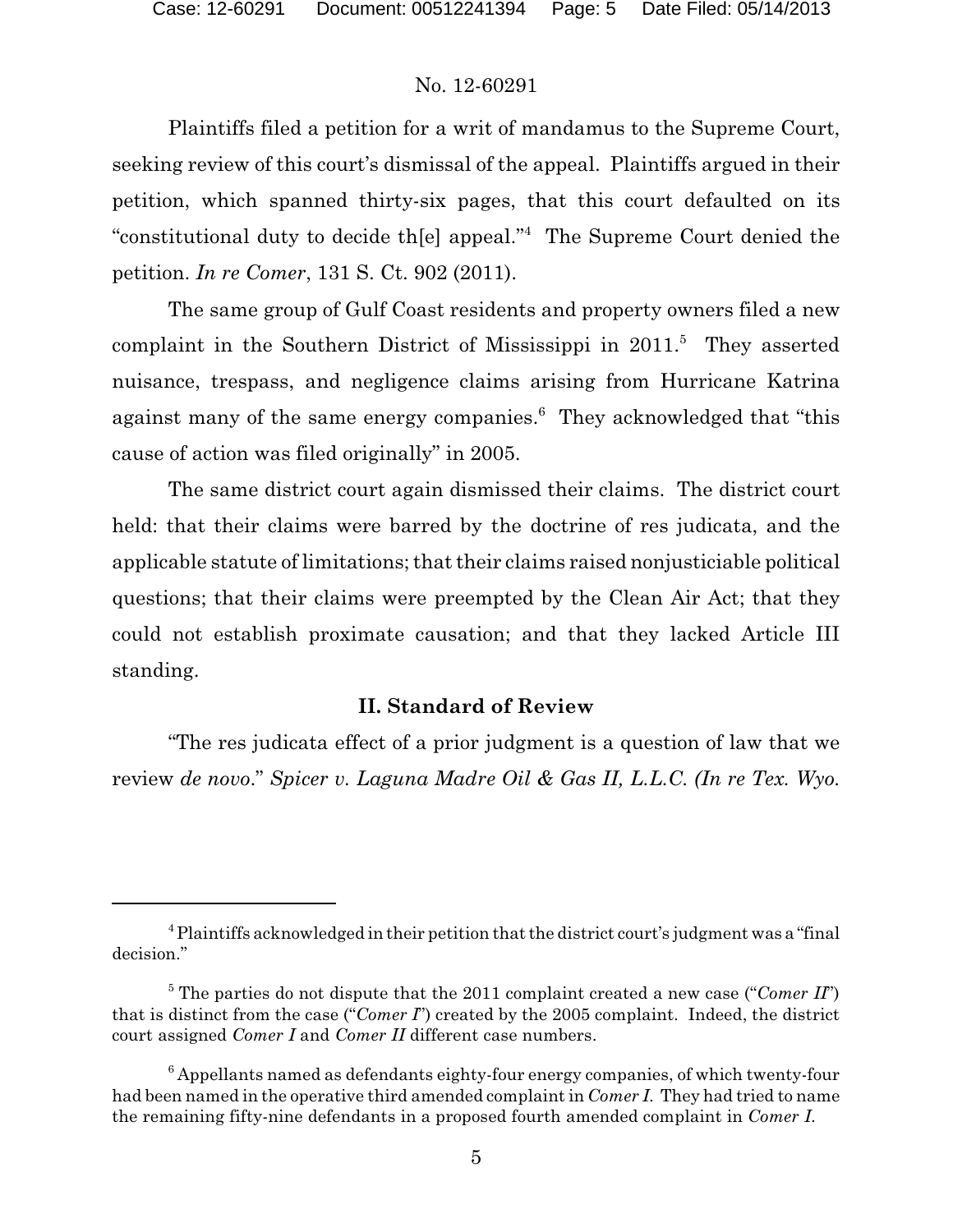Plaintiffs filed a petition for a writ of mandamus to the Supreme Court, seeking review of this court's dismissal of the appeal. Plaintiffs argued in their petition, which spanned thirty-six pages, that this court defaulted on its "constitutional duty to decide th[e] appeal."[4] The Supreme Court denied the petition. *In re Comer*, 131 S. Ct. 902 (2011).

The same group of Gulf Coast residents and property owners filed a new complaint in the Southern District of Mississippi in 2011.[5] They asserted nuisance, trespass, and negligence claims arising from Hurricane Katrina against many of the same energy companies.[6] They acknowledged that "this cause of action was filed originally" in 2005.

The same district court again dismissed their claims. The district court held: that their claims were barred by the doctrine of res judicata, and the applicable statute of limitations; that their claims raised nonjusticiable political questions; that their claims were preempted by the Clean Air Act; that they could not establish proximate causation; and that they lacked Article III standing.

## II. Standard of Review

"The res judicata effect of a prior judgment is a question of law that we review *de novo*." *Spicer v. Laguna Madre Oil & Gas II, L.L.C. (In re Tex. Wyo.*

---

[4] Plaintiffs acknowledged in their petition that the district court's judgment was a "final decision."

[5] The parties do not dispute that the 2011 complaint created a new case ("*Comer II*") that is distinct from the case ("*Comer I*") created by the 2005 complaint. Indeed, the district court assigned *Comer I* and *Comer II* different case numbers.

[6] Appellants named as defendants eighty-four energy companies, of which twenty-four had been named in the operative third amended complaint in *Comer I*. They had tried to name the remaining fifty-nine defendants in a proposed fourth amended complaint in *Comer I*.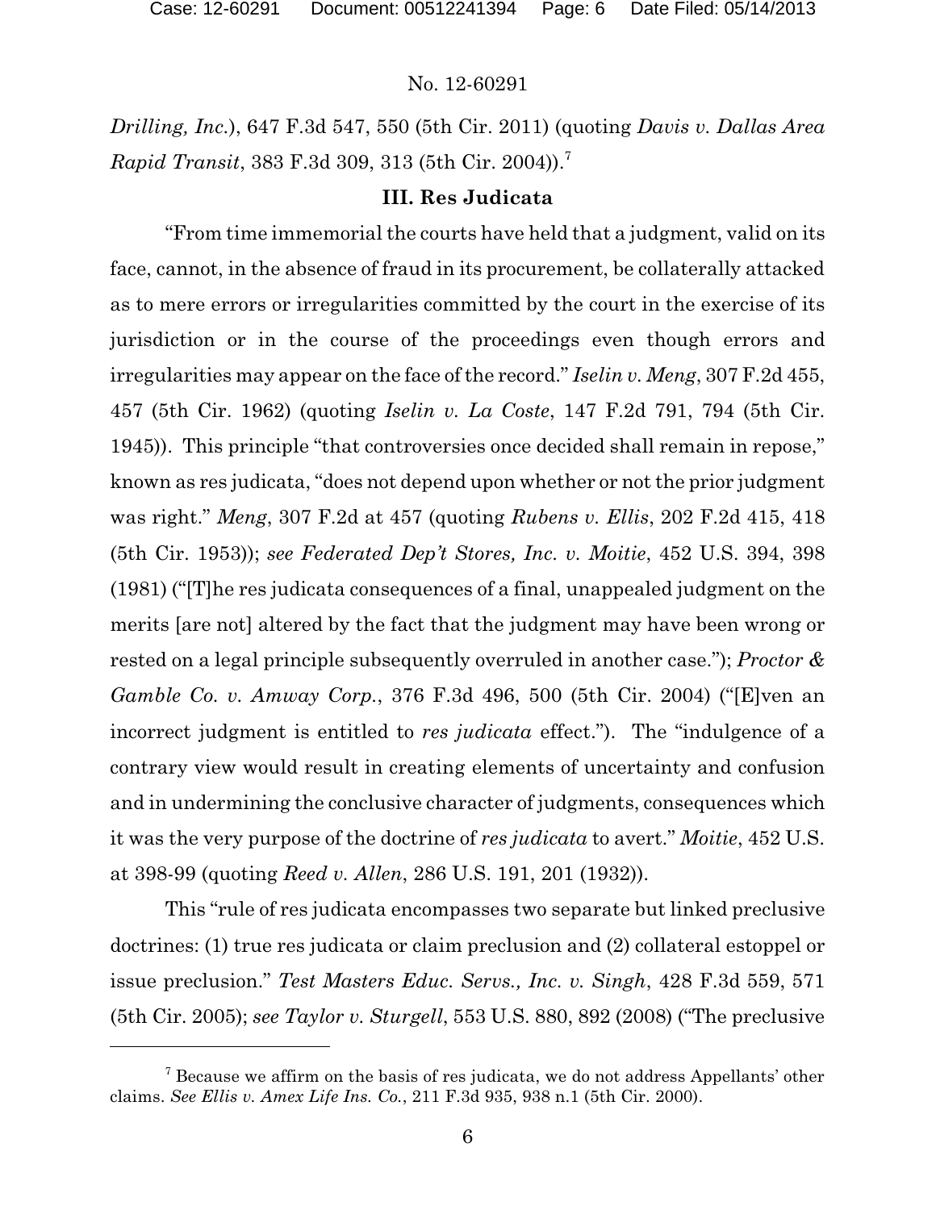*Drilling, Inc.*), 647 F.3d 547, 550 (5th Cir. 2011) (quoting *Davis v. Dallas Area Rapid Transit*, 383 F.3d 309, 313 (5th Cir. 2004)).[7]

### III. Res Judicata

"From time immemorial the courts have held that a judgment, valid on its face, cannot, in the absence of fraud in its procurement, be collaterally attacked as to mere errors or irregularities committed by the court in the exercise of its jurisdiction or in the course of the proceedings even though errors and irregularities may appear on the face of the record." *Iselin v. Meng*, 307 F.2d 455, 457 (5th Cir. 1962) (quoting *Iselin v. La Coste*, 147 F.2d 791, 794 (5th Cir. 1945)). This principle "that controversies once decided shall remain in repose," known as res judicata, "does not depend upon whether or not the prior judgment was right." *Meng*, 307 F.2d at 457 (quoting *Rubens v. Ellis*, 202 F.2d 415, 418 (5th Cir. 1953)); *see Federated Dep't Stores, Inc. v. Moitie*, 452 U.S. 394, 398 (1981) ("[T]he res judicata consequences of a final, unappealed judgment on the merits [are not] altered by the fact that the judgment may have been wrong or rested on a legal principle subsequently overruled in another case."); *Proctor & Gamble Co. v. Amway Corp.*, 376 F.3d 496, 500 (5th Cir. 2004) ("[E]ven an incorrect judgment is entitled to *res judicata* effect."). The "indulgence of a contrary view would result in creating elements of uncertainty and confusion and in undermining the conclusive character of judgments, consequences which it was the very purpose of the doctrine of *res judicata* to avert." *Moitie*, 452 U.S. at 398-99 (quoting *Reed v. Allen*, 286 U.S. 191, 201 (1932)).

This "rule of res judicata encompasses two separate but linked preclusive doctrines: (1) true res judicata or claim preclusion and (2) collateral estoppel or issue preclusion." *Test Masters Educ. Servs., Inc. v. Singh*, 428 F.3d 559, 571 (5th Cir. 2005); *see Taylor v. Sturgell*, 553 U.S. 880, 892 (2008) ("The preclusive

---

[7] Because we affirm on the basis of res judicata, we do not address Appellants' other claims. *See Ellis v. Amex Life Ins. Co.*, 211 F.3d 935, 938 n.1 (5th Cir. 2000).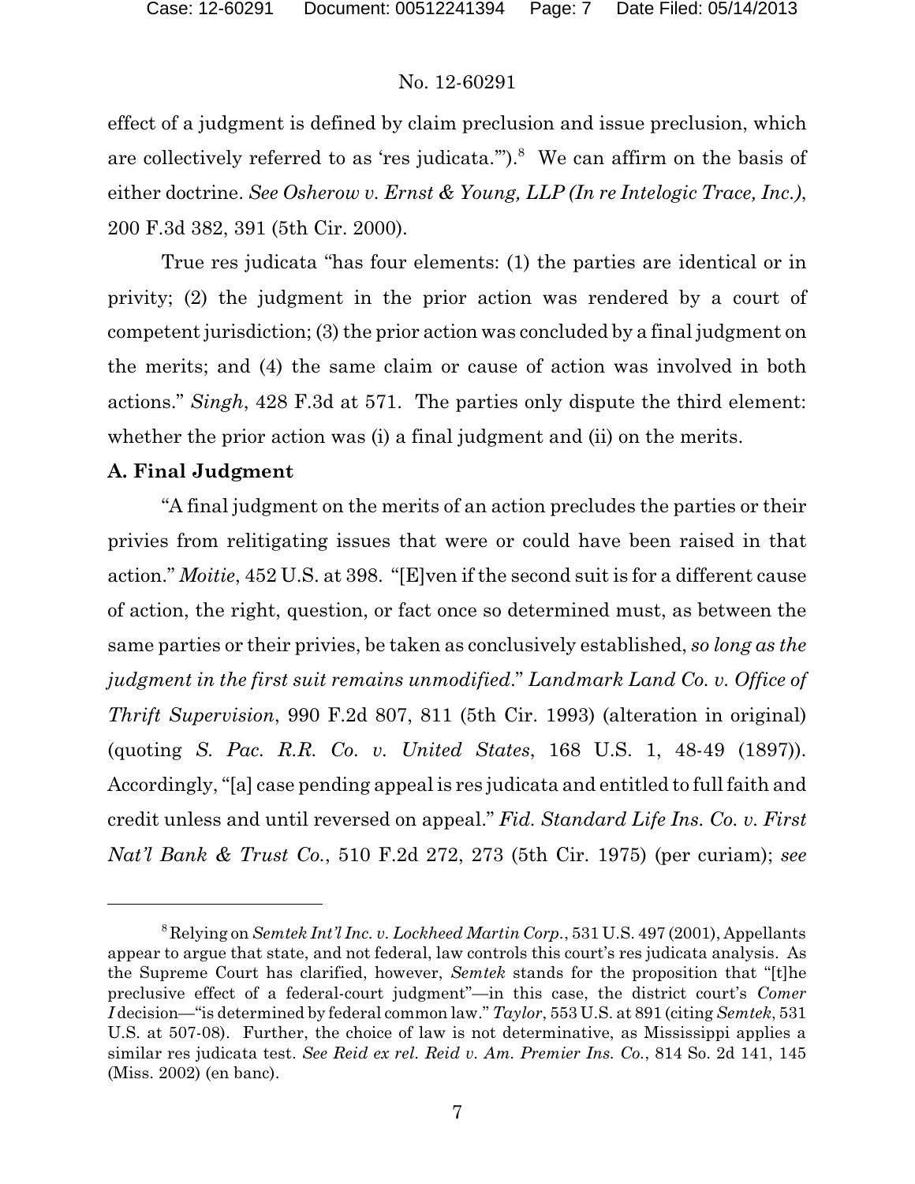effect of a judgment is defined by claim preclusion and issue preclusion, which are collectively referred to as 'res judicata.'").[8] We can affirm on the basis of either doctrine. *See Osherow v. Ernst & Young, LLP (In re Intelogic Trace, Inc.)*, 200 F.3d 382, 391 (5th Cir. 2000).

True res judicata "has four elements: (1) the parties are identical or in privity; (2) the judgment in the prior action was rendered by a court of competent jurisdiction; (3) the prior action was concluded by a final judgment on the merits; and (4) the same claim or cause of action was involved in both actions." *Singh*, 428 F.3d at 571. The parties only dispute the third element: whether the prior action was (i) a final judgment and (ii) on the merits.

**A. Final Judgment**

"A final judgment on the merits of an action precludes the parties or their privies from relitigating issues that were or could have been raised in that action." *Moitie*, 452 U.S. at 398. "[E]ven if the second suit is for a different cause of action, the right, question, or fact once so determined must, as between the same parties or their privies, be taken as conclusively established, *so long as the judgment in the first suit remains unmodified*." *Landmark Land Co. v. Office of Thrift Supervision*, 990 F.2d 807, 811 (5th Cir. 1993) (alteration in original) (quoting *S. Pac. R.R. Co. v. United States*, 168 U.S. 1, 48-49 (1897)). Accordingly, "[a] case pending appeal is res judicata and entitled to full faith and credit unless and until reversed on appeal." *Fid. Standard Life Ins. Co. v. First Nat'l Bank & Trust Co.*, 510 F.2d 272, 273 (5th Cir. 1975) (per curiam); *see*

---

[8] Relying on *Semtek Int'l Inc. v. Lockheed Martin Corp.*, 531 U.S. 497 (2001), Appellants appear to argue that state, and not federal, law controls this court's res judicata analysis. As the Supreme Court has clarified, however, *Semtek* stands for the proposition that "[t]he preclusive effect of a federal-court judgment"—in this case, the district court's *Comer I* decision—"is determined by federal common law." *Taylor*, 553 U.S. at 891 (citing *Semtek*, 531 U.S. at 507-08). Further, the choice of law is not determinative, as Mississippi applies a similar res judicata test. *See Reid ex rel. Reid v. Am. Premier Ins. Co.*, 814 So. 2d 141, 145 (Miss. 2002) (en banc).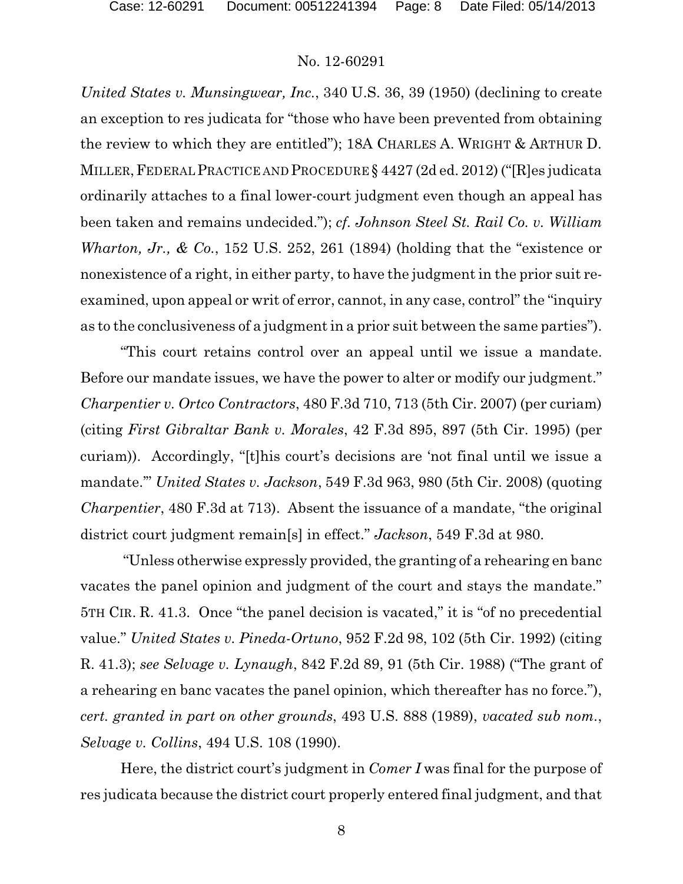*United States v. Munsingwear, Inc.*, 340 U.S. 36, 39 (1950) (declining to create an exception to res judicata for "those who have been prevented from obtaining the review to which they are entitled"); 18A CHARLES A. WRIGHT & ARTHUR D. MILLER, FEDERAL PRACTICE AND PROCEDURE § 4427 (2d ed. 2012) ("[R]es judicata ordinarily attaches to a final lower-court judgment even though an appeal has been taken and remains undecided."); *cf. Johnson Steel St. Rail Co. v. William Wharton, Jr., & Co.*, 152 U.S. 252, 261 (1894) (holding that the "existence or nonexistence of a right, in either party, to have the judgment in the prior suit re-examined, upon appeal or writ of error, cannot, in any case, control" the "inquiry as to the conclusiveness of a judgment in a prior suit between the same parties").

"This court retains control over an appeal until we issue a mandate. Before our mandate issues, we have the power to alter or modify our judgment." *Charpentier v. Ortco Contractors*, 480 F.3d 710, 713 (5th Cir. 2007) (per curiam) (citing *First Gibraltar Bank v. Morales*, 42 F.3d 895, 897 (5th Cir. 1995) (per curiam)). Accordingly, "[t]his court's decisions are 'not final until we issue a mandate.'" *United States v. Jackson*, 549 F.3d 963, 980 (5th Cir. 2008) (quoting *Charpentier*, 480 F.3d at 713). Absent the issuance of a mandate, "the original district court judgment remain[s] in effect." *Jackson*, 549 F.3d at 980.

"Unless otherwise expressly provided, the granting of a rehearing en banc vacates the panel opinion and judgment of the court and stays the mandate." 5TH CIR. R. 41.3. Once "the panel decision is vacated," it is "of no precedential value." *United States v. Pineda-Ortuno*, 952 F.2d 98, 102 (5th Cir. 1992) (citing R. 41.3); *see Selvage v. Lynaugh*, 842 F.2d 89, 91 (5th Cir. 1988) ("The grant of a rehearing en banc vacates the panel opinion, which thereafter has no force."), *cert. granted in part on other grounds*, 493 U.S. 888 (1989), *vacated sub nom.*, *Selvage v. Collins*, 494 U.S. 108 (1990).

Here, the district court's judgment in *Comer I* was final for the purpose of res judicata because the district court properly entered final judgment, and that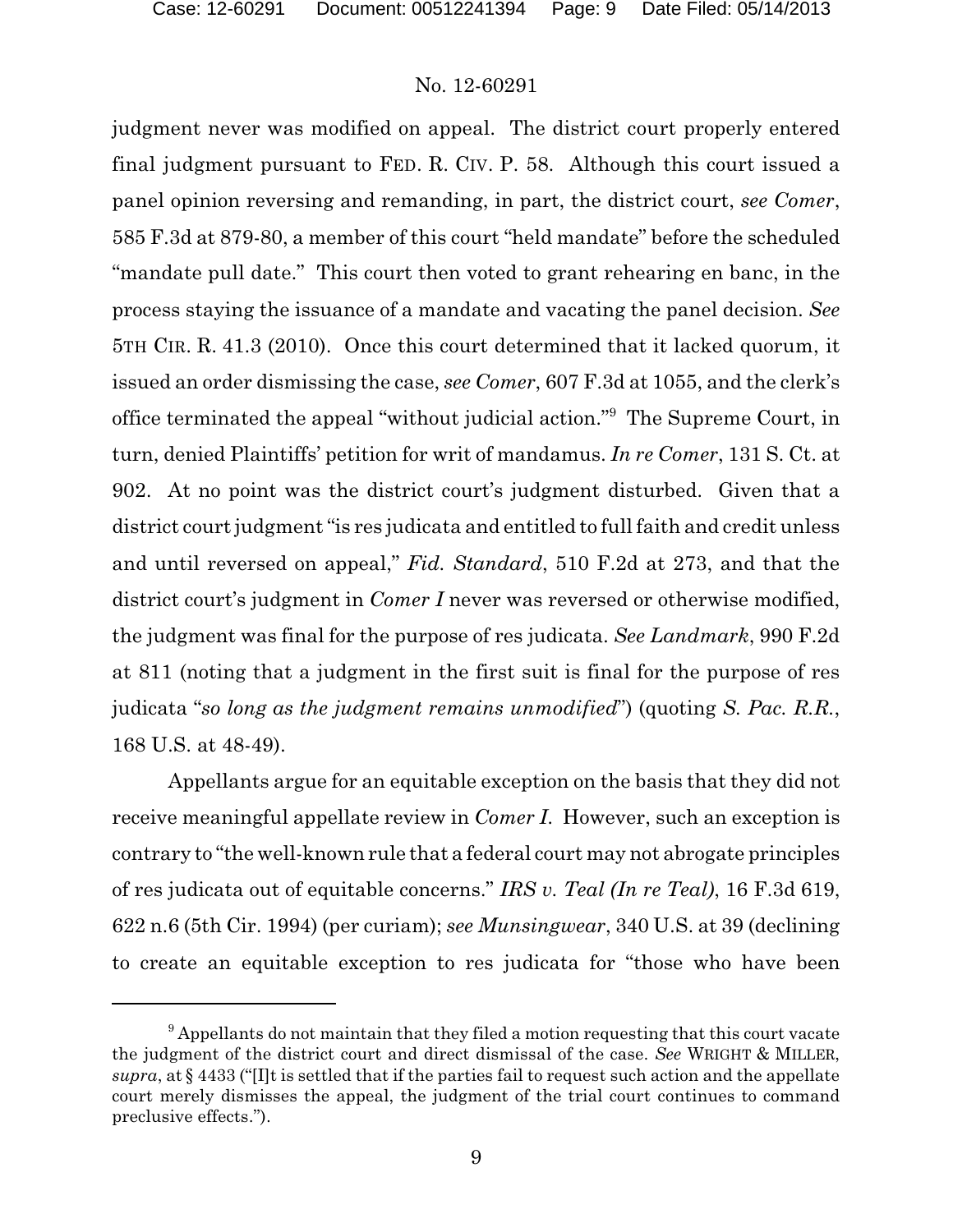judgment never was modified on appeal. The district court properly entered final judgment pursuant to FED. R. CIV. P. 58. Although this court issued a panel opinion reversing and remanding, in part, the district court, *see Comer*, 585 F.3d at 879-80, a member of this court "held mandate" before the scheduled "mandate pull date." This court then voted to grant rehearing en banc, in the process staying the issuance of a mandate and vacating the panel decision. *See* 5TH CIR. R. 41.3 (2010). Once this court determined that it lacked quorum, it issued an order dismissing the case, *see Comer*, 607 F.3d at 1055, and the clerk's office terminated the appeal "without judicial action."[9] The Supreme Court, in turn, denied Plaintiffs' petition for writ of mandamus. *In re Comer*, 131 S. Ct. at 902. At no point was the district court's judgment disturbed. Given that a district court judgment "is res judicata and entitled to full faith and credit unless and until reversed on appeal," *Fid. Standard*, 510 F.2d at 273, and that the district court's judgment in *Comer I* never was reversed or otherwise modified, the judgment was final for the purpose of res judicata. *See Landmark*, 990 F.2d at 811 (noting that a judgment in the first suit is final for the purpose of res judicata "*so long as the judgment remains unmodified*") (quoting *S. Pac. R.R.*, 168 U.S. at 48-49).

Appellants argue for an equitable exception on the basis that they did not receive meaningful appellate review in *Comer I*. However, such an exception is contrary to "the well-known rule that a federal court may not abrogate principles of res judicata out of equitable concerns." *IRS v. Teal (In re Teal)*, 16 F.3d 619, 622 n.6 (5th Cir. 1994) (per curiam); *see Munsingwear*, 340 U.S. at 39 (declining to create an equitable exception to res judicata for "those who have been

---

[9] Appellants do not maintain that they filed a motion requesting that this court vacate the judgment of the district court and direct dismissal of the case. *See* WRIGHT & MILLER, *supra*, at § 4433 ("[I]t is settled that if the parties fail to request such action and the appellate court merely dismisses the appeal, the judgment of the trial court continues to command preclusive effects.").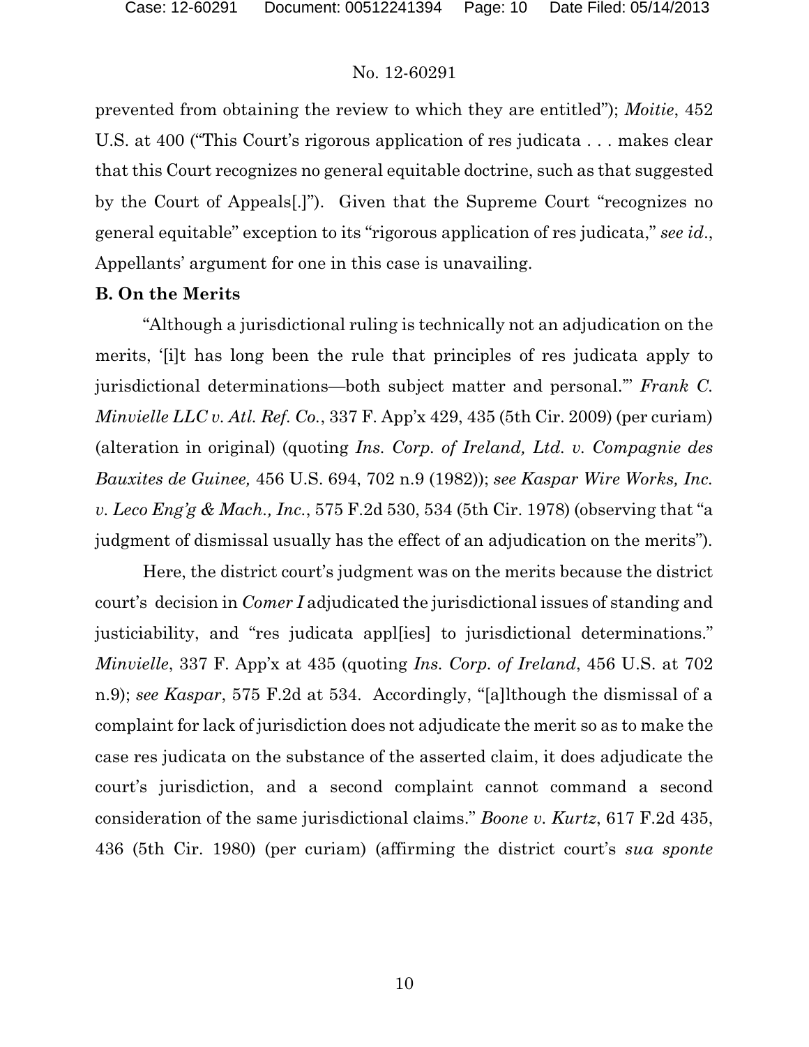prevented from obtaining the review to which they are entitled"); *Moitie*, 452 U.S. at 400 ("This Court's rigorous application of res judicata . . . makes clear that this Court recognizes no general equitable doctrine, such as that suggested by the Court of Appeals[.]"). Given that the Supreme Court "recognizes no general equitable" exception to its "rigorous application of res judicata," *see id.*, Appellants' argument for one in this case is unavailing.

**B. On the Merits**

"Although a jurisdictional ruling is technically not an adjudication on the merits, '[i]t has long been the rule that principles of res judicata apply to jurisdictional determinations—both subject matter and personal.'" *Frank C. Minvielle LLC v. Atl. Ref. Co.*, 337 F. App'x 429, 435 (5th Cir. 2009) (per curiam) (alteration in original) (quoting *Ins. Corp. of Ireland, Ltd. v. Compagnie des Bauxites de Guinee,* 456 U.S. 694, 702 n.9 (1982)); *see Kaspar Wire Works, Inc. v. Leco Eng'g & Mach., Inc.*, 575 F.2d 530, 534 (5th Cir. 1978) (observing that "a judgment of dismissal usually has the effect of an adjudication on the merits").

Here, the district court's judgment was on the merits because the district court's decision in *Comer I* adjudicated the jurisdictional issues of standing and justiciability, and "res judicata appl[ies] to jurisdictional determinations." *Minvielle*, 337 F. App'x at 435 (quoting *Ins. Corp. of Ireland*, 456 U.S. at 702 n.9); *see Kaspar*, 575 F.2d at 534. Accordingly, "[a]lthough the dismissal of a complaint for lack of jurisdiction does not adjudicate the merit so as to make the case res judicata on the substance of the asserted claim, it does adjudicate the court's jurisdiction, and a second complaint cannot command a second consideration of the same jurisdictional claims." *Boone v. Kurtz*, 617 F.2d 435, 436 (5th Cir. 1980) (per curiam) (affirming the district court's *sua sponte*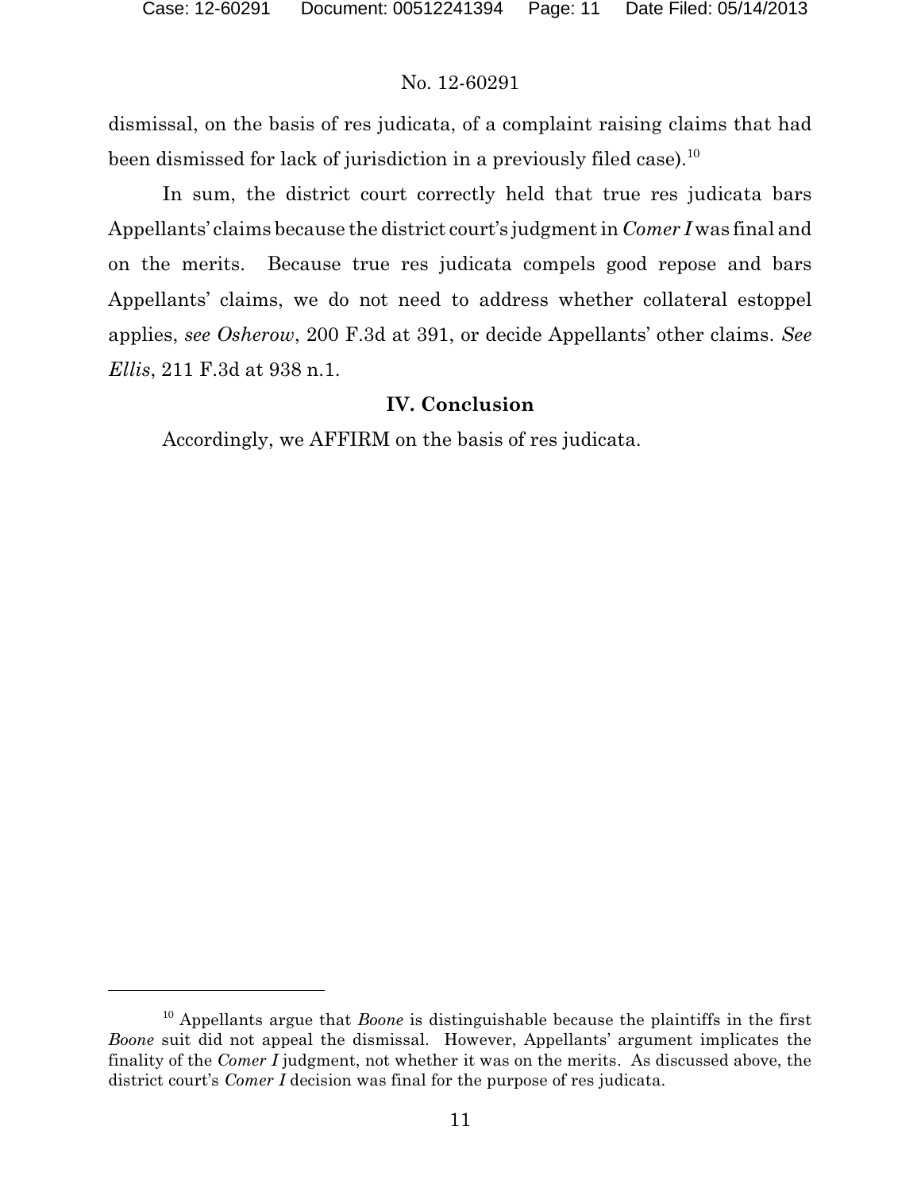dismissal, on the basis of res judicata, of a complaint raising claims that had been dismissed for lack of jurisdiction in a previously filed case).[10]

In sum, the district court correctly held that true res judicata bars Appellants' claims because the district court's judgment in *Comer I* was final and on the merits. Because true res judicata compels good repose and bars Appellants' claims, we do not need to address whether collateral estoppel applies, *see Osherow*, 200 F.3d at 391, or decide Appellants' other claims. *See Ellis*, 211 F.3d at 938 n.1.

## IV. Conclusion

Accordingly, we AFFIRM on the basis of res judicata.

---

[10] Appellants argue that *Boone* is distinguishable because the plaintiffs in the first *Boone* suit did not appeal the dismissal. However, Appellants' argument implicates the finality of the *Comer I* judgment, not whether it was on the merits. As discussed above, the district court's *Comer I* decision was final for the purpose of res judicata.